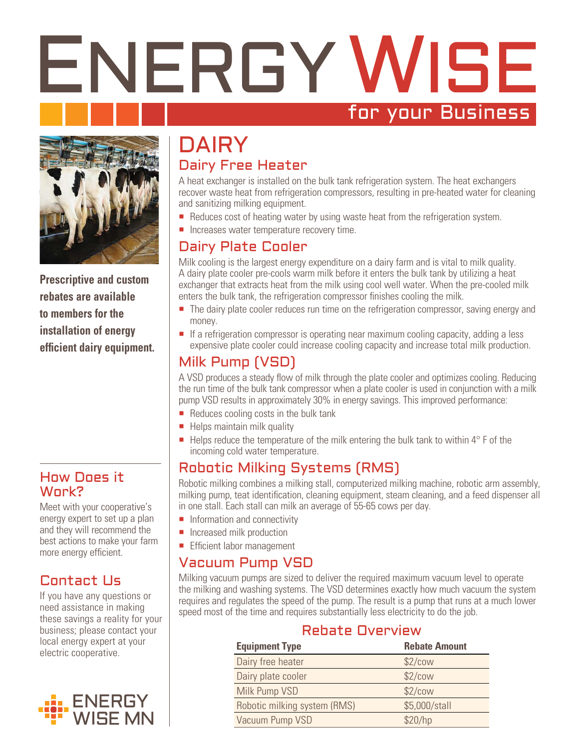# ENERGY WISE

for your Business

**Prescriptive and custom rebates are available to members for the installation of energy efficient dairy equipment.**

## How Does it Work?

Meet with your cooperative's energy expert to set up a plan and they will recommend the best actions to make your farm more energy efficient.

## Contact Us

If you have any questions or need assistance in making these savings a reality for your business; please contact your local energy expert at your electric cooperative.

ENERGY WISE MN

# DAIRY

## Dairy Free Heater

A heat exchanger is installed on the bulk tank refrigeration system. The heat exchangers recover waste heat from refrigeration compressors, resulting in pre-heated water for cleaning and sanitizing milking equipment.

- Reduces cost of heating water by using waste heat from the refrigeration system.
- Increases water temperature recovery time.

## Dairy Plate Cooler

Milk cooling is the largest energy expenditure on a dairy farm and is vital to milk quality. A dairy plate cooler pre-cools warm milk before it enters the bulk tank by utilizing a heat exchanger that extracts heat from the milk using cool well water. When the pre-cooled milk enters the bulk tank, the refrigeration compressor finishes cooling the milk.

- The dairy plate cooler reduces run time on the refrigeration compressor, saving energy and money.
- If a refrigeration compressor is operating near maximum cooling capacity, adding a less expensive plate cooler could increase cooling capacity and increase total milk production.

## Milk Pump (VSD)

A VSD produces a steady flow of milk through the plate cooler and optimizes cooling. Reducing the run time of the bulk tank compressor when a plate cooler is used in conjunction with a milk pump VSD results in approximately 30% in energy savings. This improved performance:

- Reduces cooling costs in the bulk tank
- Helps maintain milk quality
- Helps reduce the temperature of the milk entering the bulk tank to within 4° F of the incoming cold water temperature.

## Robotic Milking Systems (RMS)

Robotic milking combines a milking stall, computerized milking machine, robotic arm assembly, milking pump, teat identification, cleaning equipment, steam cleaning, and a feed dispenser all in one stall. Each stall can milk an average of 55-65 cows per day.

- Information and connectivity
- Increased milk production
- Efficient labor management

## Vacuum Pump VSD

Milking vacuum pumps are sized to deliver the required maximum vacuum level to operate the milking and washing systems. The VSD determines exactly how much vacuum the system requires and regulates the speed of the pump. The result is a pump that runs at a much lower speed most of the time and requires substantially less electricity to do the job.

## Rebate Overview

| Equipment Type | Rebate Amount |
|---|---|
| Dairy free heater | $2/cow |
| Dairy plate cooler | $2/cow |
| Milk Pump VSD | $2/cow |
| Robotic milking system (RMS) | $5,000/stall |
| Vacuum Pump VSD | $20/hp |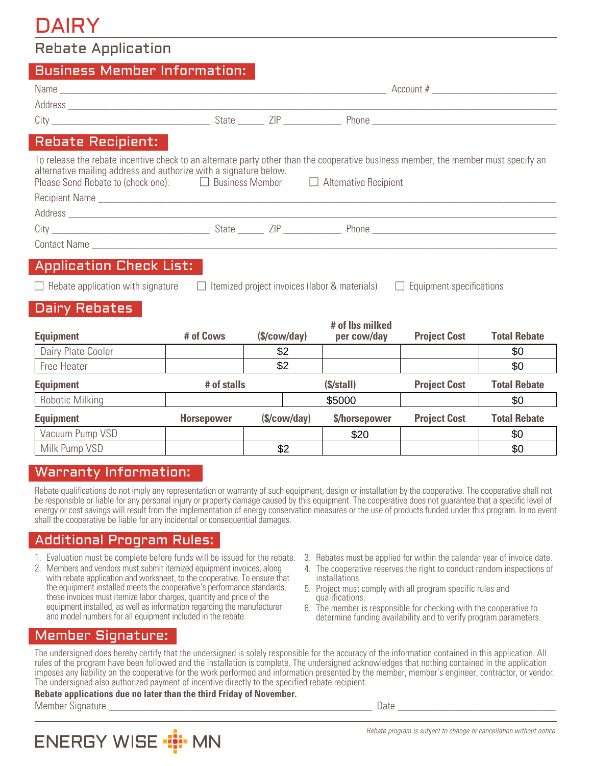# DAIRY

## Rebate Application

### Business Member Information:

Name ______________________________ Account # ______________

Address ______________________________

City ______________ State _____ ZIP __________ Phone ______________

### Rebate Recipient:

To release the rebate incentive check to an alternate party other than the cooperative business member, the member must specify an alternative mailing address and authorize with a signature below.

Please Send Rebate to (check one): ☐ Business Member ☐ Alternative Recipient

Recipient Name ______________________________

Address ______________________________

City ______________ State _____ ZIP __________ Phone ______________

Contact Name ______________________________

### Application Check List:

☐ Rebate application with signature ☐ Itemized project invoices (labor & materials) ☐ Equipment specifications

### Dairy Rebates

| Equipment | # of Cows | ($/cow/day) | # of lbs milked per cow/day | Project Cost | Total Rebate |
|---|---|---|---|---|---|
| Dairy Plate Cooler | | $2 | | | $0 |
| Free Heater | | $2 | | | $0 |

| Equipment | # of stalls | ($/stall) | Project Cost | Total Rebate |
|---|---|---|---|---|
| Robotic Milking | | $5000 | | $0 |

| Equipment | Horsepower | ($/cow/day) | $/horsepower | Project Cost | Total Rebate |
|---|---|---|---|---|---|
| Vacuum Pump VSD | | | $20 | | $0 |
| Milk Pump VSD | | $2 | | | $0 |

### Warranty Information:

Rebate qualifications do not imply any representation or warranty of such equipment, design or installation by the cooperative. The cooperative shall not be responsible or liable for any personal injury or property damage caused by this equipment. The cooperative does not guarantee that a specific level of energy or cost savings will result from the implementation of energy conservation measures or the use of products funded under this program. In no event shall the cooperative be liable for any incidental or consequential damages.

### Additional Program Rules:

1. Evaluation must be complete before funds will be issued for the rebate.
2. Members and vendors must submit itemized equipment invoices, along with rebate application and worksheet, to the cooperative. To ensure that the equipment installed meets the cooperative's performance standards, these invoices must itemize labor charges, quantity and price of the equipment installed, as well as information regarding the manufacturer and model numbers for all equipment included in the rebate.
3. Rebates must be applied for within the calendar year of invoice date.
4. The cooperative reserves the right to conduct random inspections of installations.
5. Project must comply with all program specific rules and qualifications.
6. The member is responsible for checking with the cooperative to determine funding availability and to verify program parameters.

### Member Signature:

The undersigned does hereby certify that the undersigned is solely responsible for the accuracy of the information contained in this application. All rules of the program have been followed and the installation is complete. The undersigned acknowledges that nothing contained in the application imposes any liability on the cooperative for the work performed and information presented by the member, member's engineer, contractor, or vendor. The undersigned also authorized payment of incentive directly to the specified rebate recipient.

**Rebate applications due no later than the third Friday of November.**

Member Signature ______________________________ Date ______________

ENERGY WISE MN

*Rebate program is subject to change or cancellation without notice.*